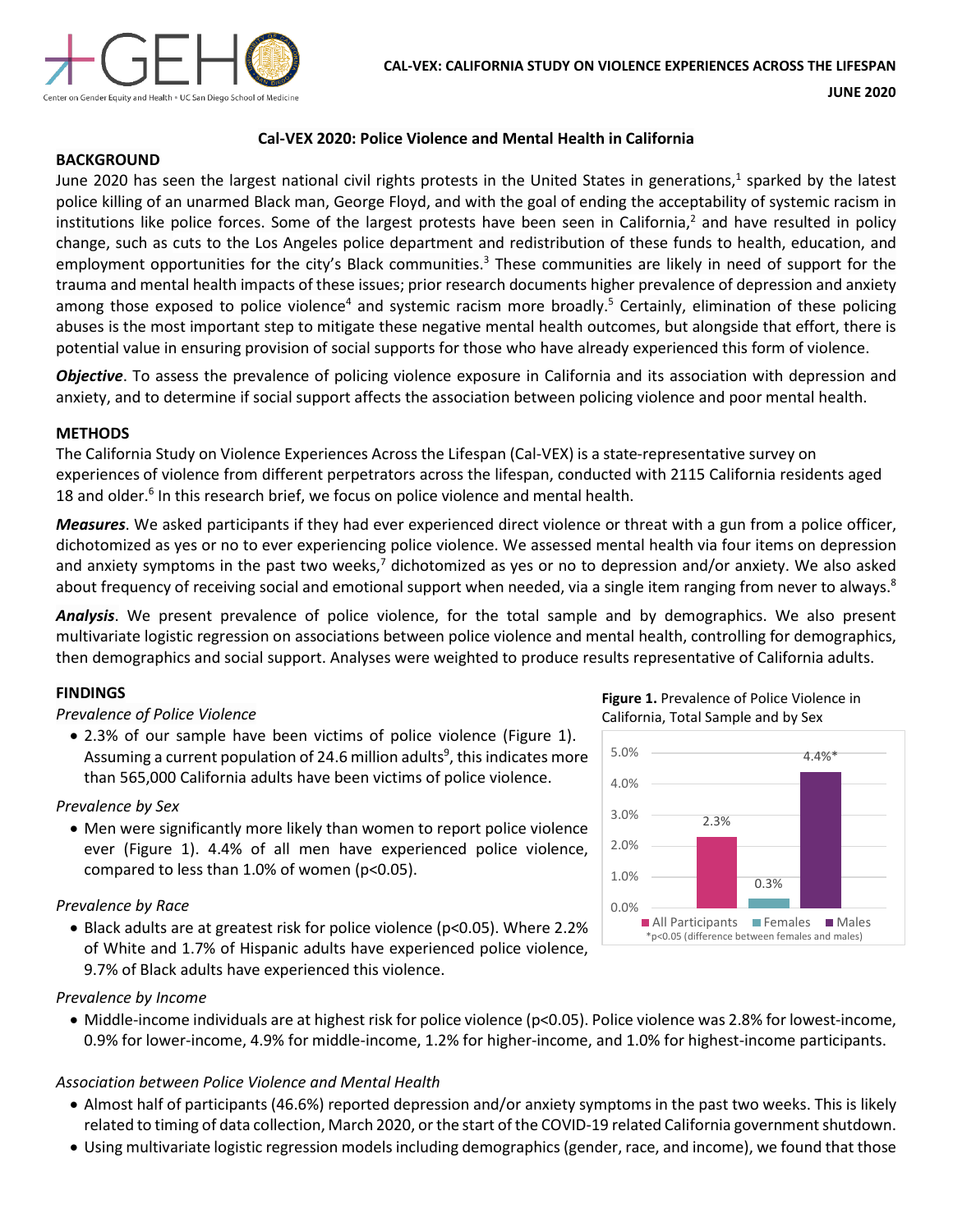CAL-VEX: CALIFORNIA STUDY ON VIOLENCE EXPERIENCES ACROSS THE LIFESPAN

JUNE 2020

# Cal-VEX 2020: Police Violence and Mental Health in California

## BACKGROUND

June 2020 has seen the largest national civil rights protests in the United States in generations,[1] sparked by the latest police killing of an unarmed Black man, George Floyd, and with the goal of ending the acceptability of systemic racism in institutions like police forces. Some of the largest protests have been seen in California,[2] and have resulted in policy change, such as cuts to the Los Angeles police department and redistribution of these funds to health, education, and employment opportunities for the city's Black communities.[3] These communities are likely in need of support for the trauma and mental health impacts of these issues; prior research documents higher prevalence of depression and anxiety among those exposed to police violence[4] and systemic racism more broadly.[5] Certainly, elimination of these policing abuses is the most important step to mitigate these negative mental health outcomes, but alongside that effort, there is potential value in ensuring provision of social supports for those who have already experienced this form of violence.

***Objective***. To assess the prevalence of policing violence exposure in California and its association with depression and anxiety, and to determine if social support affects the association between policing violence and poor mental health.

## METHODS

The California Study on Violence Experiences Across the Lifespan (Cal-VEX) is a state-representative survey on experiences of violence from different perpetrators across the lifespan, conducted with 2115 California residents aged 18 and older.[6] In this research brief, we focus on police violence and mental health.

***Measures***. We asked participants if they had ever experienced direct violence or threat with a gun from a police officer, dichotomized as yes or no to ever experiencing police violence. We assessed mental health via four items on depression and anxiety symptoms in the past two weeks,[7] dichotomized as yes or no to depression and/or anxiety. We also asked about frequency of receiving social and emotional support when needed, via a single item ranging from never to always.[8]

***Analysis***. We present prevalence of police violence, for the total sample and by demographics. We also present multivariate logistic regression on associations between police violence and mental health, controlling for demographics, then demographics and social support. Analyses were weighted to produce results representative of California adults.

## FINDINGS

*Prevalence of Police Violence*

- 2.3% of our sample have been victims of police violence (Figure 1). Assuming a current population of 24.6 million adults[9], this indicates more than 565,000 California adults have been victims of police violence.

*Prevalence by Sex*

- Men were significantly more likely than women to report police violence ever (Figure 1). 4.4% of all men have experienced police violence, compared to less than 1.0% of women ($p<0.05$).

*Prevalence by Race*

- Black adults are at greatest risk for police violence ($p<0.05$). Where 2.2% of White and 1.7% of Hispanic adults have experienced police violence, 9.7% of Black adults have experienced this violence.

**Figure 1.** Prevalence of Police Violence in California, Total Sample and by Sex

| Group | Prevalence |
|---|---|
| All Participants | 2.3% |
| Females | 0.3% |
| Males | 4.4%* |

*p<0.05 (difference between females and males)

*Prevalence by Income*

- Middle-income individuals are at highest risk for police violence ($p<0.05$). Police violence was 2.8% for lowest-income, 0.9% for lower-income, 4.9% for middle-income, 1.2% for higher-income, and 1.0% for highest-income participants.

*Association between Police Violence and Mental Health*

- Almost half of participants (46.6%) reported depression and/or anxiety symptoms in the past two weeks. This is likely related to timing of data collection, March 2020, or the start of the COVID-19 related California government shutdown.
- Using multivariate logistic regression models including demographics (gender, race, and income), we found that those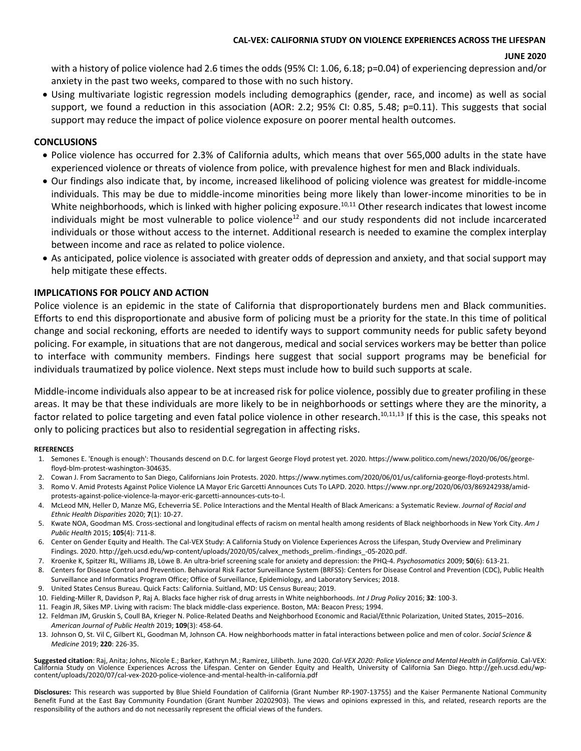with a history of police violence had 2.6 times the odds (95% CI: 1.06, 6.18; p=0.04) of experiencing depression and/or anxiety in the past two weeks, compared to those with no such history.

- Using multivariate logistic regression models including demographics (gender, race, and income) as well as social support, we found a reduction in this association (AOR: 2.2; 95% CI: 0.85, 5.48; p=0.11). This suggests that social support may reduce the impact of police violence exposure on poorer mental health outcomes.

## CONCLUSIONS

- Police violence has occurred for 2.3% of California adults, which means that over 565,000 adults in the state have experienced violence or threats of violence from police, with prevalence highest for men and Black individuals.
- Our findings also indicate that, by income, increased likelihood of policing violence was greatest for middle-income individuals. This may be due to middle-income minorities being more likely than lower-income minorities to be in White neighborhoods, which is linked with higher policing exposure.[10,11] Other research indicates that lowest income individuals might be most vulnerable to police violence[12] and our study respondents did not include incarcerated individuals or those without access to the internet. Additional research is needed to examine the complex interplay between income and race as related to police violence.
- As anticipated, police violence is associated with greater odds of depression and anxiety, and that social support may help mitigate these effects.

## IMPLICATIONS FOR POLICY AND ACTION

Police violence is an epidemic in the state of California that disproportionately burdens men and Black communities. Efforts to end this disproportionate and abusive form of policing must be a priority for the state. In this time of political change and social reckoning, efforts are needed to identify ways to support community needs for public safety beyond policing. For example, in situations that are not dangerous, medical and social services workers may be better than police to interface with community members. Findings here suggest that social support programs may be beneficial for individuals traumatized by police violence. Next steps must include how to build such supports at scale.

Middle-income individuals also appear to be at increased risk for police violence, possibly due to greater profiling in these areas. It may be that these individuals are more likely to be in neighborhoods or settings where they are the minority, a factor related to police targeting and even fatal police violence in other research.[10,11,13] If this is the case, this speaks not only to policing practices but also to residential segregation in affecting risks.

#### REFERENCES

1. Semones E. 'Enough is enough': Thousands descend on D.C. for largest George Floyd protest yet. 2020. https://www.politico.com/news/2020/06/06/george-floyd-blm-protest-washington-304635.
2. Cowan J. From Sacramento to San Diego, Californians Join Protests. 2020. https://www.nytimes.com/2020/06/01/us/california-george-floyd-protests.html.
3. Romo V. Amid Protests Against Police Violence LA Mayor Eric Garcetti Announces Cuts To LAPD. 2020. https://www.npr.org/2020/06/03/869242938/amid-protests-against-police-violence-la-mayor-eric-garcetti-announces-cuts-to-l.
4. McLeod MN, Heller D, Manze MG, Echeverria SE. Police Interactions and the Mental Health of Black Americans: a Systematic Review. *Journal of Racial and Ethnic Health Disparities* 2020; **7**(1): 10-27.
5. Kwate NOA, Goodman MS. Cross-sectional and longitudinal effects of racism on mental health among residents of Black neighborhoods in New York City. *Am J Public Health* 2015; **105**(4): 711-8.
6. Center on Gender Equity and Health. The Cal-VEX Study: A California Study on Violence Experiences Across the Lifespan, Study Overview and Preliminary Findings. 2020. http://geh.ucsd.edu/wp-content/uploads/2020/05/calvex_methods_prelim.-findings_-05-2020.pdf.
7. Kroenke K, Spitzer RL, Williams JB, Löwe B. An ultra-brief screening scale for anxiety and depression: the PHQ-4. *Psychosomatics* 2009; **50**(6): 613-21.
8. Centers for Disease Control and Prevention. Behavioral Risk Factor Surveillance System (BRFSS): Centers for Disease Control and Prevention (CDC), Public Health Surveillance and Informatics Program Office; Office of Surveillance, Epidemiology, and Laboratory Services; 2018.
9. United States Census Bureau. Quick Facts: California. Suitland, MD: US Census Bureau; 2019.
10. Fielding-Miller R, Davidson P, Raj A. Blacks face higher risk of drug arrests in White neighborhoods. *Int J Drug Policy* 2016; **32**: 100-3.
11. Feagin JR, Sikes MP. Living with racism: The black middle-class experience. Boston, MA: Beacon Press; 1994.
12. Feldman JM, Gruskin S, Coull BA, Krieger N. Police-Related Deaths and Neighborhood Economic and Racial/Ethnic Polarization, United States, 2015–2016. *American Journal of Public Health* 2019; **109**(3): 458-64.
13. Johnson O, St. Vil C, Gilbert KL, Goodman M, Johnson CA. How neighborhoods matter in fatal interactions between police and men of color. *Social Science & Medicine* 2019; **220**: 226-35.

**Suggested citation**: Raj, Anita; Johns, Nicole E.; Barker, Kathryn M.; Ramirez, Lilibeth. June 2020. *Cal-VEX 2020: Police Violence and Mental Health in California*. Cal-VEX: California Study on Violence Experiences Across the Lifespan. Center on Gender Equity and Health, University of California San Diego. http://geh.ucsd.edu/wp-content/uploads/2020/07/cal-vex-2020-police-violence-and-mental-health-in-california.pdf

**Disclosures:** This research was supported by Blue Shield Foundation of California (Grant Number RP-1907-13755) and the Kaiser Permanente National Community Benefit Fund at the East Bay Community Foundation (Grant Number 20202903). The views and opinions expressed in this, and related, research reports are the responsibility of the authors and do not necessarily represent the official views of the funders.